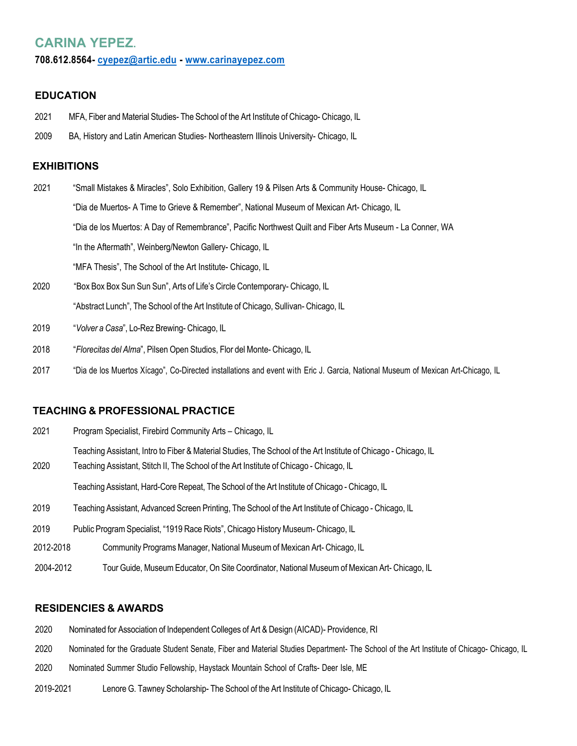# CARINA YEPEZ.

**708.612.8564- [cyepez@artic.edu](mailto:cyepez@artic.edu) - [www.carinayepez.com](http://www.carinayepez.com)**

## EDUCATION

2021 MFA, Fiber and Material Studies- The School of the Art Institute of Chicago- Chicago, IL

2009 BA, History and Latin American Studies- Northeastern Illinois University- Chicago, IL

## EXHIBITIONS

2021 "Small Mistakes & Miracles", Solo Exhibition, Gallery 19 & Pilsen Arts & Community House- Chicago, IL

"Dia de Muertos- A Time to Grieve & Remember", National Museum of Mexican Art- Chicago, IL

"Dia de los Muertos: A Day of Remembrance", Pacific Northwest Quilt and Fiber Arts Museum - La Conner, WA

"In the Aftermath", Weinberg/Newton Gallery- Chicago, IL

"MFA Thesis", The School of the Art Institute- Chicago, IL

2020 "Box Box Box Sun Sun Sun", Arts of Life's Circle Contemporary- Chicago, IL

"Abstract Lunch", The School of the Art Institute of Chicago, Sullivan- Chicago, IL

2019 "*Volver a Casa*", Lo-Rez Brewing- Chicago, IL

2018 "*Florecitas del Alma*", Pilsen Open Studios, Flor del Monte- Chicago, IL

2017 "Dia de los Muertos Xícago", Co-Directed installations and event with Eric J. Garcia, National Museum of Mexican Art-Chicago, IL

## TEACHING & PROFESSIONAL PRACTICE

2021 Program Specialist, Firebird Community Arts – Chicago, IL

Teaching Assistant, Intro to Fiber & Material Studies, The School of the Art Institute of Chicago - Chicago, IL

2020 Teaching Assistant, Stitch II, The School of the Art Institute of Chicago - Chicago, IL

Teaching Assistant, Hard-Core Repeat, The School of the Art Institute of Chicago - Chicago, IL

2019 Teaching Assistant, Advanced Screen Printing, The School of the Art Institute of Chicago - Chicago, IL

2019 Public Program Specialist, "1919 Race Riots", Chicago History Museum- Chicago, IL

2012-2018 Community Programs Manager, National Museum of Mexican Art- Chicago, IL

2004-2012 Tour Guide, Museum Educator, On Site Coordinator, National Museum of Mexican Art- Chicago, IL

## RESIDENCIES & AWARDS

2020 Nominated for Association of Independent Colleges of Art & Design (AICAD)- Providence, RI

2020 Nominated for the Graduate Student Senate, Fiber and Material Studies Department- The School of the Art Institute of Chicago- Chicago, IL

2020 Nominated Summer Studio Fellowship, Haystack Mountain School of Crafts- Deer Isle, ME

2019-2021 Lenore G. Tawney Scholarship- The School of the Art Institute of Chicago- Chicago, IL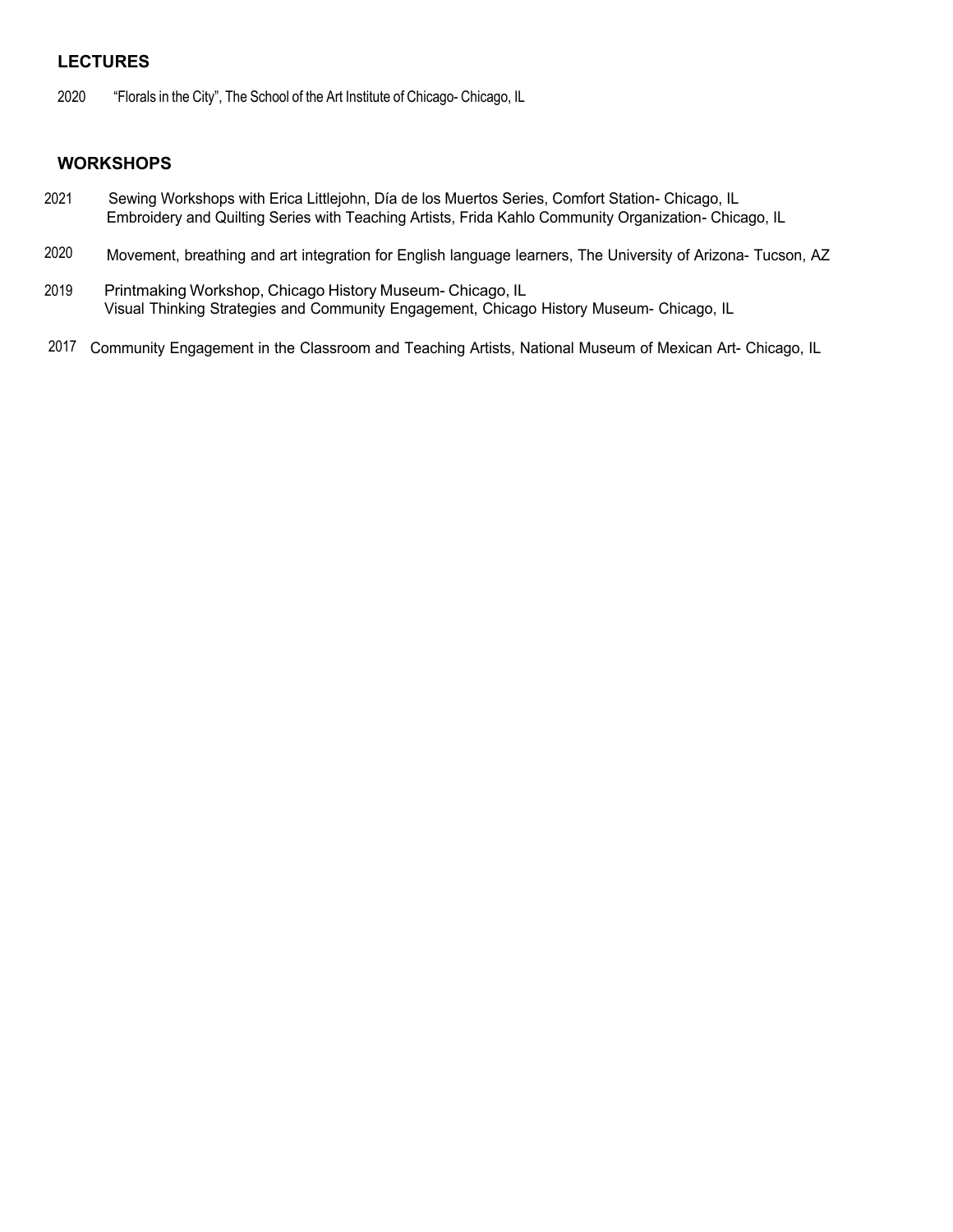## LECTURES

2020 "Florals in the City", The School of the Art Institute of Chicago- Chicago, IL

## WORKSHOPS

2021 Sewing Workshops with Erica Littlejohn, Día de los Muertos Series, Comfort Station- Chicago, IL
Embroidery and Quilting Series with Teaching Artists, Frida Kahlo Community Organization- Chicago, IL

2020 Movement, breathing and art integration for English language learners, The University of Arizona- Tucson, AZ

2019 Printmaking Workshop, Chicago History Museum- Chicago, IL
Visual Thinking Strategies and Community Engagement, Chicago History Museum- Chicago, IL

2017 Community Engagement in the Classroom and Teaching Artists, National Museum of Mexican Art- Chicago, IL